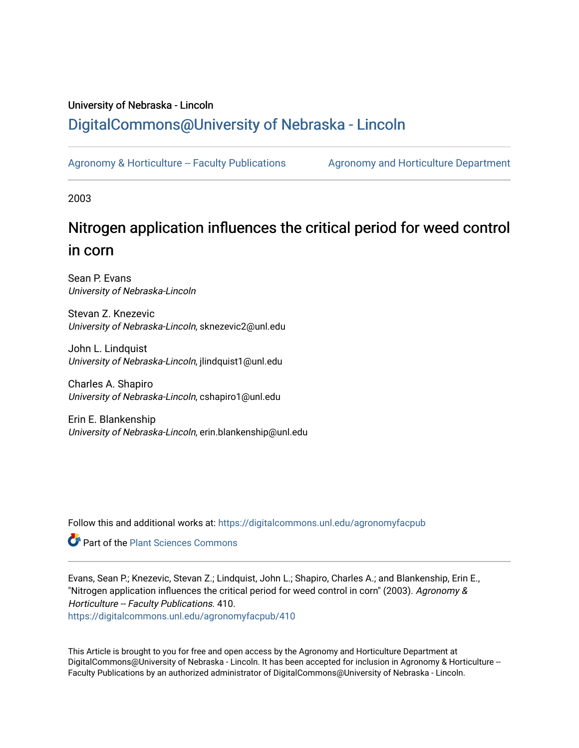University of Nebraska - Lincoln

## DigitalCommons@University of Nebraska - Lincoln

Agronomy & Horticulture -- Faculty Publications

Agronomy and Horticulture Department

2003

# Nitrogen application influences the critical period for weed control in corn

Sean P. Evans
*University of Nebraska-Lincoln*

Stevan Z. Knezevic
*University of Nebraska-Lincoln*, sknezevic2@unl.edu

John L. Lindquist
*University of Nebraska-Lincoln*, jlindquist1@unl.edu

Charles A. Shapiro
*University of Nebraska-Lincoln*, cshapiro1@unl.edu

Erin E. Blankenship
*University of Nebraska-Lincoln*, erin.blankenship@unl.edu

Follow this and additional works at: https://digitalcommons.unl.edu/agronomyfacpub

Part of the Plant Sciences Commons

Evans, Sean P.; Knezevic, Stevan Z.; Lindquist, John L.; Shapiro, Charles A.; and Blankenship, Erin E., "Nitrogen application influences the critical period for weed control in corn" (2003). *Agronomy & Horticulture -- Faculty Publications*. 410.
https://digitalcommons.unl.edu/agronomyfacpub/410

This Article is brought to you for free and open access by the Agronomy and Horticulture Department at DigitalCommons@University of Nebraska - Lincoln. It has been accepted for inclusion in Agronomy & Horticulture -- Faculty Publications by an authorized administrator of DigitalCommons@University of Nebraska - Lincoln.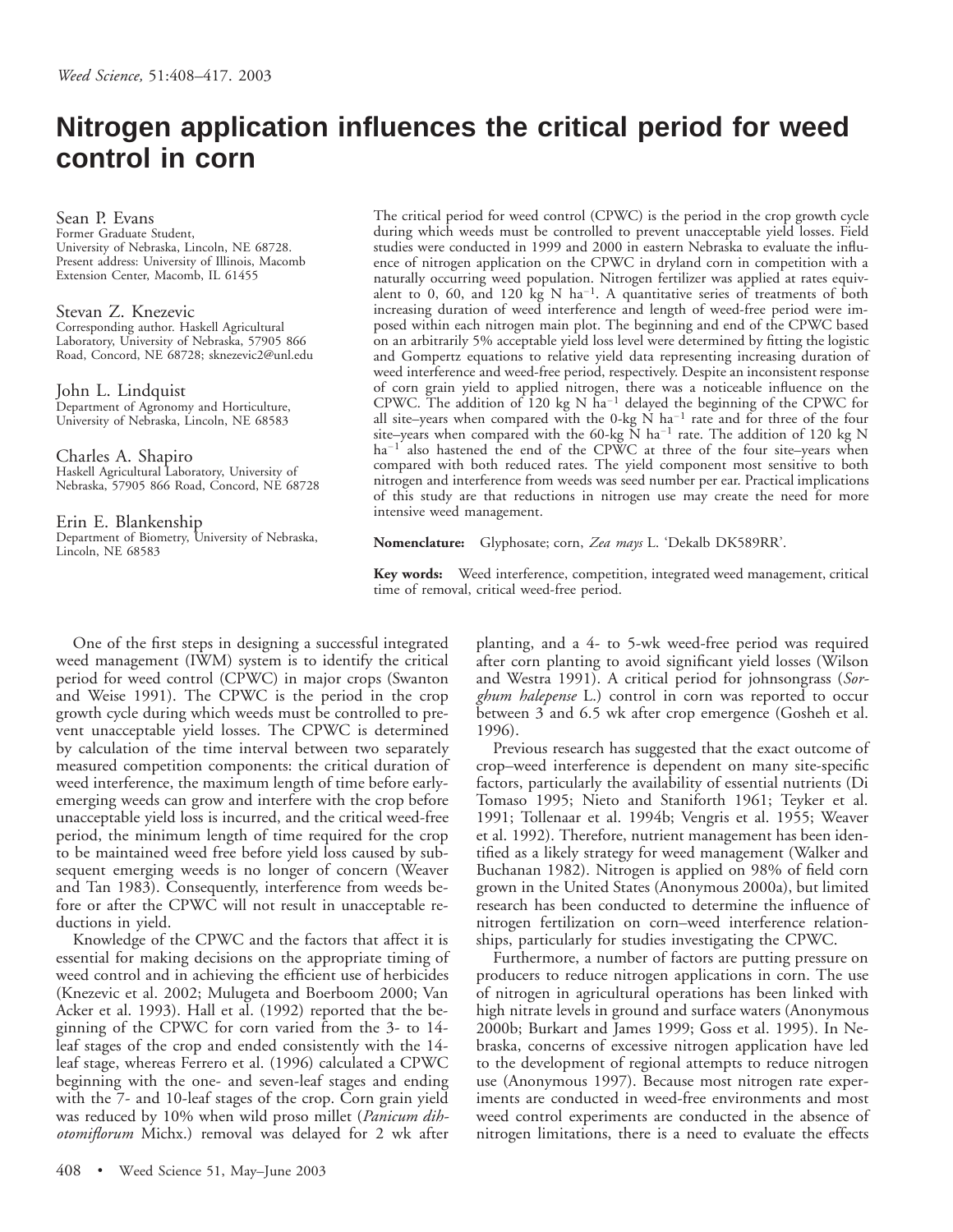*Weed Science,* 51:408–417. 2003

# Nitrogen application influences the critical period for weed control in corn

**Sean P. Evans**
Former Graduate Student,
University of Nebraska, Lincoln, NE 68728.
Present address: University of Illinois, Macomb Extension Center, Macomb, IL 61455

**Stevan Z. Knezevic**
Corresponding author. Haskell Agricultural Laboratory, University of Nebraska, 57905 866 Road, Concord, NE 68728; sknezevic2@unl.edu

**John L. Lindquist**
Department of Agronomy and Horticulture, University of Nebraska, Lincoln, NE 68583

**Charles A. Shapiro**
Haskell Agricultural Laboratory, University of Nebraska, 57905 866 Road, Concord, NE 68728

**Erin E. Blankenship**
Department of Biometry, University of Nebraska, Lincoln, NE 68583

The critical period for weed control (CPWC) is the period in the crop growth cycle during which weeds must be controlled to prevent unacceptable yield losses. Field studies were conducted in 1999 and 2000 in eastern Nebraska to evaluate the influence of nitrogen application on the CPWC in dryland corn in competition with a naturally occurring weed population. Nitrogen fertilizer was applied at rates equivalent to 0, 60, and 120 kg N ha$^{-1}$. A quantitative series of treatments of both increasing duration of weed interference and length of weed-free period were imposed within each nitrogen main plot. The beginning and end of the CPWC based on an arbitrarily 5% acceptable yield loss level were determined by fitting the logistic and Gompertz equations to relative yield data representing increasing duration of weed interference and weed-free period, respectively. Despite an inconsistent response of corn grain yield to applied nitrogen, there was a noticeable influence on the CPWC. The addition of 120 kg N ha$^{-1}$ delayed the beginning of the CPWC for all site–years when compared with the 0-kg N ha$^{-1}$ rate and for three of the four site–years when compared with the 60-kg N ha$^{-1}$ rate. The addition of 120 kg N ha$^{-1}$ also hastened the end of the CPWC at three of the four site–years when compared with both reduced rates. The yield component most sensitive to both nitrogen and interference from weeds was seed number per ear. Practical implications of this study are that reductions in nitrogen use may create the need for more intensive weed management.

**Nomenclature:** Glyphosate; corn, *Zea mays* L. 'Dekalb DK589RR'.

**Key words:** Weed interference, competition, integrated weed management, critical time of removal, critical weed-free period.

One of the first steps in designing a successful integrated weed management (IWM) system is to identify the critical period for weed control (CPWC) in major crops (Swanton and Weise 1991). The CPWC is the period in the crop growth cycle during which weeds must be controlled to prevent unacceptable yield losses. The CPWC is determined by calculation of the time interval between two separately measured competition components: the critical duration of weed interference, the maximum length of time before early-emerging weeds can grow and interfere with the crop before unacceptable yield loss is incurred, and the critical weed-free period, the minimum length of time required for the crop to be maintained weed free before yield loss caused by subsequent emerging weeds is no longer of concern (Weaver and Tan 1983). Consequently, interference from weeds before or after the CPWC will not result in unacceptable reductions in yield.

Knowledge of the CPWC and the factors that affect it is essential for making decisions on the appropriate timing of weed control and in achieving the efficient use of herbicides (Knezevic et al. 2002; Mulugeta and Boerboom 2000; Van Acker et al. 1993). Hall et al. (1992) reported that the beginning of the CPWC for corn varied from the 3- to 14-leaf stages of the crop and ended consistently with the 14-leaf stage, whereas Ferrero et al. (1996) calculated a CPWC beginning with the one- and seven-leaf stages and ending with the 7- and 10-leaf stages of the crop. Corn grain yield was reduced by 10% when wild proso millet (*Panicum dichotomiflorum* Michx.) removal was delayed for 2 wk after planting, and a 4- to 5-wk weed-free period was required after corn planting to avoid significant yield losses (Wilson and Westra 1991). A critical period for johnsongrass (*Sorghum halepense* L.) control in corn was reported to occur between 3 and 6.5 wk after crop emergence (Gosheh et al. 1996).

Previous research has suggested that the exact outcome of crop–weed interference is dependent on many site-specific factors, particularly the availability of essential nutrients (Di Tomaso 1995; Nieto and Staniforth 1961; Teyker et al. 1991; Tollenaar et al. 1994b; Vengris et al. 1955; Weaver et al. 1992). Therefore, nutrient management has been identified as a likely strategy for weed management (Walker and Buchanan 1982). Nitrogen is applied on 98% of field corn grown in the United States (Anonymous 2000a), but limited research has been conducted to determine the influence of nitrogen fertilization on corn–weed interference relationships, particularly for studies investigating the CPWC.

Furthermore, a number of factors are putting pressure on producers to reduce nitrogen applications in corn. The use of nitrogen in agricultural operations has been linked with high nitrate levels in ground and surface waters (Anonymous 2000b; Burkart and James 1999; Goss et al. 1995). In Nebraska, concerns of excessive nitrogen application have led to the development of regional attempts to reduce nitrogen use (Anonymous 1997). Because most nitrogen rate experiments are conducted in weed-free environments and most weed control experiments are conducted in the absence of nitrogen limitations, there is a need to evaluate the effects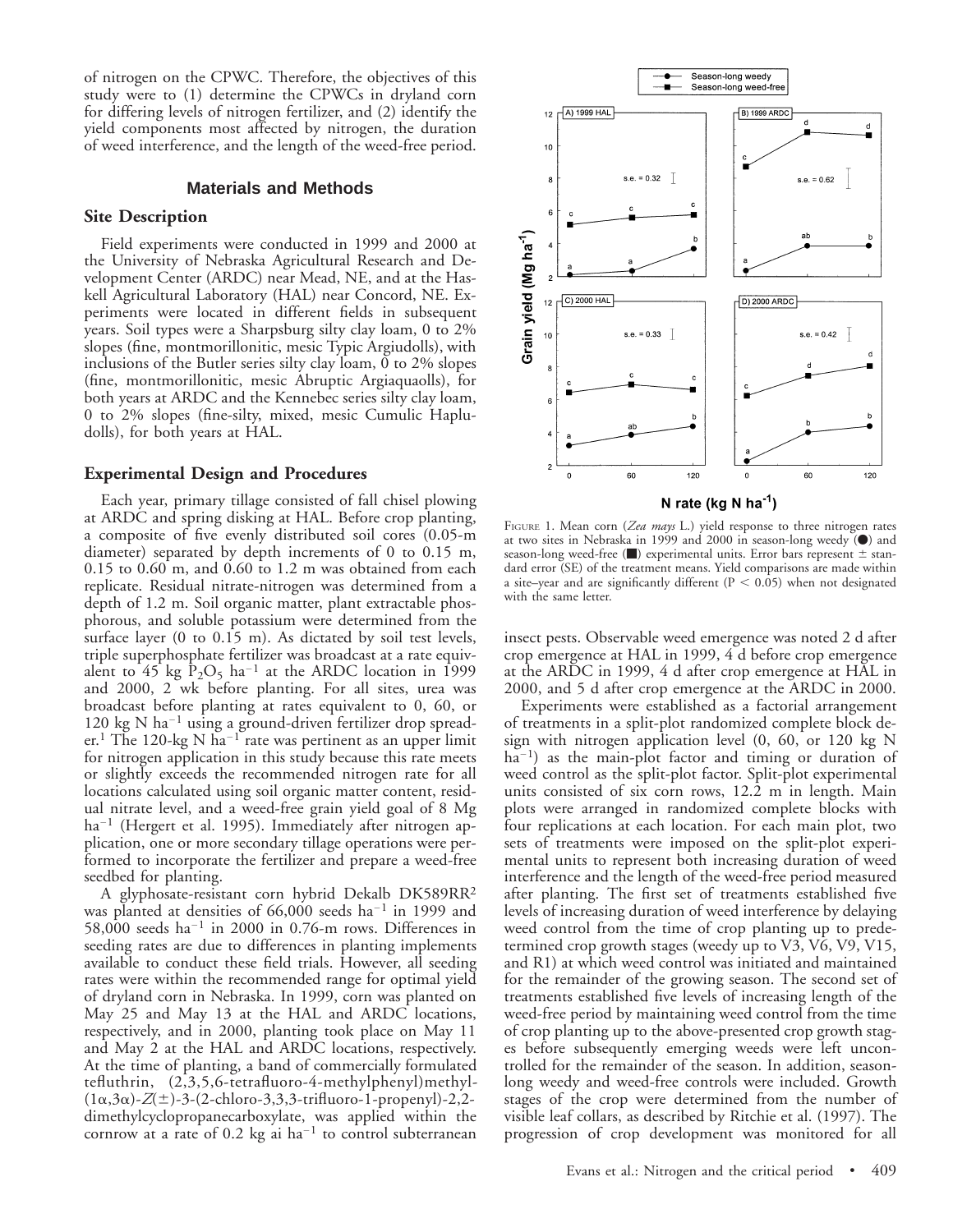of nitrogen on the CPWC. Therefore, the objectives of this study were to (1) determine the CPWCs in dryland corn for differing levels of nitrogen fertilizer, and (2) identify the yield components most affected by nitrogen, the duration of weed interference, and the length of the weed-free period.

## Materials and Methods

### Site Description

Field experiments were conducted in 1999 and 2000 at the University of Nebraska Agricultural Research and Development Center (ARDC) near Mead, NE, and at the Haskell Agricultural Laboratory (HAL) near Concord, NE. Experiments were located in different fields in subsequent years. Soil types were a Sharpsburg silty clay loam, 0 to 2% slopes (fine, montmorillonitic, mesic Typic Argiudolls), with inclusions of the Butler series silty clay loam, 0 to 2% slopes (fine, montmorillonitic, mesic Abruptic Argiaquaolls), for both years at ARDC and the Kennebec series silty clay loam, 0 to 2% slopes (fine-silty, mixed, mesic Cumulic Hapludolls), for both years at HAL.

### Experimental Design and Procedures

Each year, primary tillage consisted of fall chisel plowing at ARDC and spring disking at HAL. Before crop planting, a composite of five evenly distributed soil cores (0.05-m diameter) separated by depth increments of 0 to 0.15 m, 0.15 to 0.60 m, and 0.60 to 1.2 m was obtained from each replicate. Residual nitrate-nitrogen was determined from a depth of 1.2 m. Soil organic matter, plant extractable phosphorous, and soluble potassium were determined from the surface layer (0 to 0.15 m). As dictated by soil test levels, triple superphosphate fertilizer was broadcast at a rate equivalent to 45 kg $P_2O_5$ $ha^{-1}$ at the ARDC location in 1999 and 2000, 2 wk before planting. For all sites, urea was broadcast before planting at rates equivalent to 0, 60, or 120 kg N $ha^{-1}$ using a ground-driven fertilizer drop spreader.[1] The 120-kg N $ha^{-1}$ rate was pertinent as an upper limit for nitrogen application in this study because this rate meets or slightly exceeds the recommended nitrogen rate for all locations calculated using soil organic matter content, residual nitrate level, and a weed-free grain yield goal of 8 Mg $ha^{-1}$ (Hergert et al. 1995). Immediately after nitrogen application, one or more secondary tillage operations were performed to incorporate the fertilizer and prepare a weed-free seedbed for planting.

A glyphosate-resistant corn hybrid Dekalb DK589RR[2] was planted at densities of 66,000 seeds $ha^{-1}$ in 1999 and 58,000 seeds $ha^{-1}$ in 2000 in 0.76-m rows. Differences in seeding rates are due to differences in planting implements available to conduct these field trials. However, all seeding rates were within the recommended range for optimal yield of dryland corn in Nebraska. In 1999, corn was planted on May 25 and May 13 at the HAL and ARDC locations, respectively, and in 2000, planting took place on May 11 and May 2 at the HAL and ARDC locations, respectively. At the time of planting, a band of commercially formulated tefluthrin, (2,3,5,6-tetrafluoro-4-methylphenyl)methyl-(1α,3α)-*Z*(±)-3-(2-chloro-3,3,3-trifluoro-1-propenyl)-2,2-dimethylcyclopropanecarboxylate, was applied within the cornrow at a rate of 0.2 kg ai $ha^{-1}$ to control subterranean insect pests. Observable weed emergence was noted 2 d after crop emergence at HAL in 1999, 4 d before crop emergence at the ARDC in 1999, 4 d after crop emergence at HAL in 2000, and 5 d after crop emergence at the ARDC in 2000.

Experiments were established as a factorial arrangement of treatments in a split-plot randomized complete block design with nitrogen application level (0, 60, or 120 kg N $ha^{-1}$) as the main-plot factor and timing or duration of weed control as the split-plot factor. Split-plot experimental units consisted of six corn rows, 12.2 m in length. Main plots were arranged in randomized complete blocks with four replications at each location. For each main plot, two sets of treatments were imposed on the split-plot experimental units to represent both increasing duration of weed interference and the length of the weed-free period measured after planting. The first set of treatments established five levels of increasing duration of weed interference by delaying weed control from the time of crop planting up to predetermined crop growth stages (weedy up to V3, V6, V9, V15, and R1) at which weed control was initiated and maintained for the remainder of the growing season. The second set of treatments established five levels of increasing length of the weed-free period by maintaining weed control from the time of crop planting up to the above-presented crop growth stages before subsequently emerging weeds were left uncontrolled for the remainder of the season. In addition, season-long weedy and weed-free controls were included. Growth stages of the crop were determined from the number of visible leaf collars, as described by Ritchie et al. (1997). The progression of crop development was monitored for all

FIGURE 1. Mean corn (*Zea mays* L.) yield response to three nitrogen rates at two sites in Nebraska in 1999 and 2000 in season-long weedy (●) and season-long weed-free (■) experimental units. Error bars represent ± standard error (SE) of the treatment means. Yield comparisons are made within a site–year and are significantly different ($P < 0.05$) when not designated with the same letter.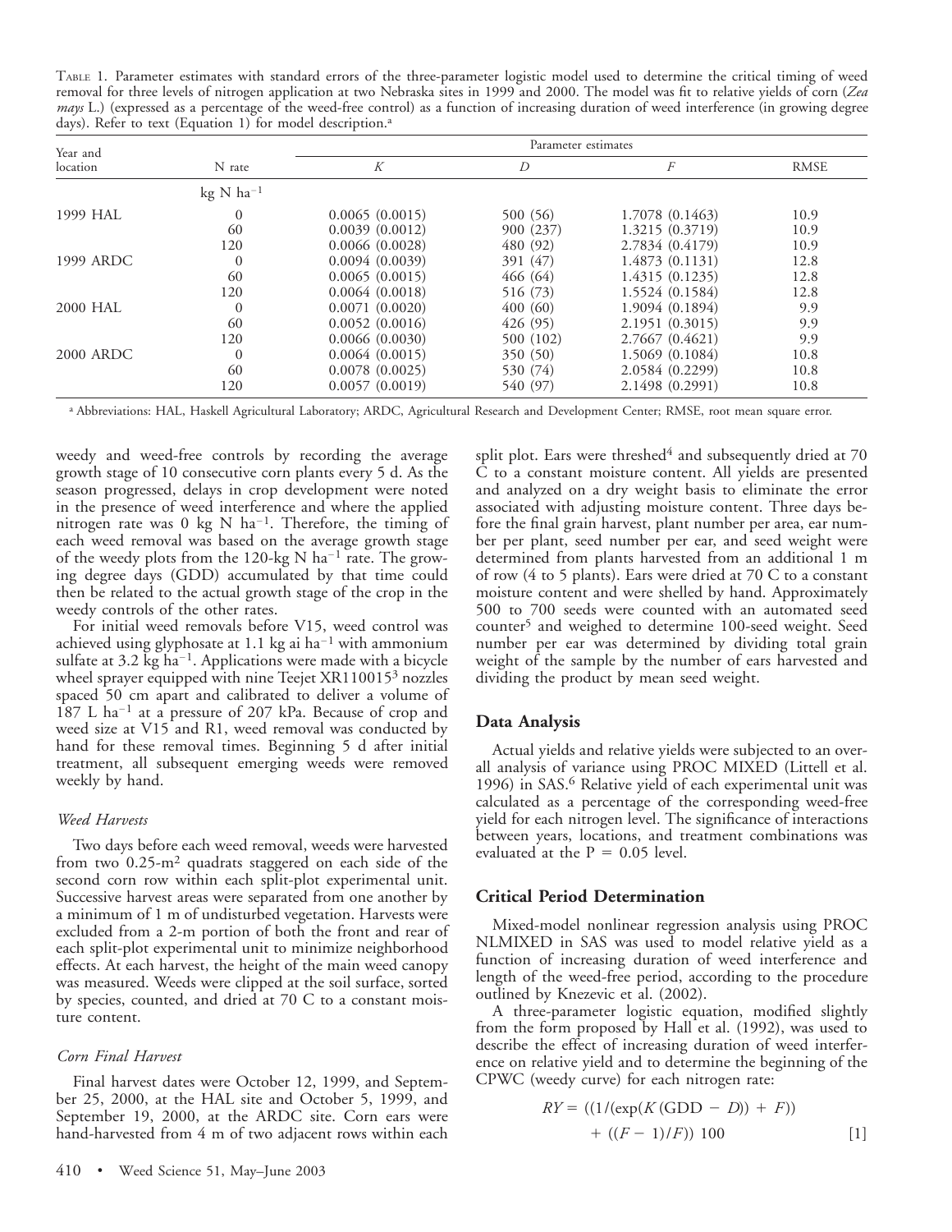TABLE 1. Parameter estimates with standard errors of the three-parameter logistic model used to determine the critical timing of weed removal for three levels of nitrogen application at two Nebraska sites in 1999 and 2000. The model was fit to relative yields of corn (*Zea mays* L.) (expressed as a percentage of the weed-free control) as a function of increasing duration of weed interference (in growing degree days). Refer to text (Equation 1) for model description.[a]

| Year and location | N rate | Parameter estimates | | | |
|---|---|---|---|---|---|
| | | $K$ | $D$ | $F$ | RMSE |
| | kg N ha$^{-1}$ | | | | |
| 1999 HAL | 0 | 0.0065 (0.0015) | 500 (56) | 1.7078 (0.1463) | 10.9 |
| | 60 | 0.0039 (0.0012) | 900 (237) | 1.3215 (0.3719) | 10.9 |
| | 120 | 0.0066 (0.0028) | 480 (92) | 2.7834 (0.4179) | 10.9 |
| 1999 ARDC | 0 | 0.0094 (0.0039) | 391 (47) | 1.4873 (0.1131) | 12.8 |
| | 60 | 0.0065 (0.0015) | 466 (64) | 1.4315 (0.1235) | 12.8 |
| | 120 | 0.0064 (0.0018) | 516 (73) | 1.5524 (0.1584) | 12.8 |
| 2000 HAL | 0 | 0.0071 (0.0020) | 400 (60) | 1.9094 (0.1894) | 9.9 |
| | 60 | 0.0052 (0.0016) | 426 (95) | 2.1951 (0.3015) | 9.9 |
| | 120 | 0.0066 (0.0030) | 500 (102) | 2.7667 (0.4621) | 9.9 |
| 2000 ARDC | 0 | 0.0064 (0.0015) | 350 (50) | 1.5069 (0.1084) | 10.8 |
| | 60 | 0.0078 (0.0025) | 530 (74) | 2.0584 (0.2299) | 10.8 |
| | 120 | 0.0057 (0.0019) | 540 (97) | 2.1498 (0.2991) | 10.8 |

[a] Abbreviations: HAL, Haskell Agricultural Laboratory; ARDC, Agricultural Research and Development Center; RMSE, root mean square error.

weedy and weed-free controls by recording the average growth stage of 10 consecutive corn plants every 5 d. As the season progressed, delays in crop development were noted in the presence of weed interference and where the applied nitrogen rate was 0 kg N ha$^{-1}$. Therefore, the timing of each weed removal was based on the average growth stage of the weedy plots from the 120-kg N ha$^{-1}$ rate. The growing degree days (GDD) accumulated by that time could then be related to the actual growth stage of the crop in the weedy controls of the other rates.

For initial weed removals before V15, weed control was achieved using glyphosate at 1.1 kg ai ha$^{-1}$ with ammonium sulfate at 3.2 kg ha$^{-1}$. Applications were made with a bicycle wheel sprayer equipped with nine Teejet XR110015[3] nozzles spaced 50 cm apart and calibrated to deliver a volume of 187 L ha$^{-1}$ at a pressure of 207 kPa. Because of crop and weed size at V15 and R1, weed removal was conducted by hand for these removal times. Beginning 5 d after initial treatment, all subsequent emerging weeds were removed weekly by hand.

### *Weed Harvests*

Two days before each weed removal, weeds were harvested from two 0.25-m$^2$ quadrats staggered on each side of the second corn row within each split-plot experimental unit. Successive harvest areas were separated from one another by a minimum of 1 m of undisturbed vegetation. Harvests were excluded from a 2-m portion of both the front and rear of each split-plot experimental unit to minimize neighborhood effects. At each harvest, the height of the main weed canopy was measured. Weeds were clipped at the soil surface, sorted by species, counted, and dried at 70 C to a constant moisture content.

### *Corn Final Harvest*

Final harvest dates were October 12, 1999, and September 25, 2000, at the HAL site and October 5, 1999, and September 19, 2000, at the ARDC site. Corn ears were hand-harvested from 4 m of two adjacent rows within each split plot. Ears were threshed[4] and subsequently dried at 70 C to a constant moisture content. All yields are presented and analyzed on a dry weight basis to eliminate the error associated with adjusting moisture content. Three days before the final grain harvest, plant number per area, ear number per plant, seed number per ear, and seed weight were determined from plants harvested from an additional 1 m of row (4 to 5 plants). Ears were dried at 70 C to a constant moisture content and were shelled by hand. Approximately 500 to 700 seeds were counted with an automated seed counter[5] and weighed to determine 100-seed weight. Seed number per ear was determined by dividing total grain weight of the sample by the number of ears harvested and dividing the product by mean seed weight.

## Data Analysis

Actual yields and relative yields were subjected to an overall analysis of variance using PROC MIXED (Littell et al. 1996) in SAS.[6] Relative yield of each experimental unit was calculated as a percentage of the corresponding weed-free yield for each nitrogen level. The significance of interactions between years, locations, and treatment combinations was evaluated at the $P = 0.05$ level.

## Critical Period Determination

Mixed-model nonlinear regression analysis using PROC NLMIXED in SAS was used to model relative yield as a function of increasing duration of weed interference and length of the weed-free period, according to the procedure outlined by Knezevic et al. (2002).

A three-parameter logistic equation, modified slightly from the form proposed by Hall et al. (1992), was used to describe the effect of increasing duration of weed interference on relative yield and to determine the beginning of the CPWC (weedy curve) for each nitrogen rate:

$$RY = ((1/(\exp(K(\mathrm{GDD} - D)) + F)) + ((F - 1)/F))\ 100 \qquad [1]$$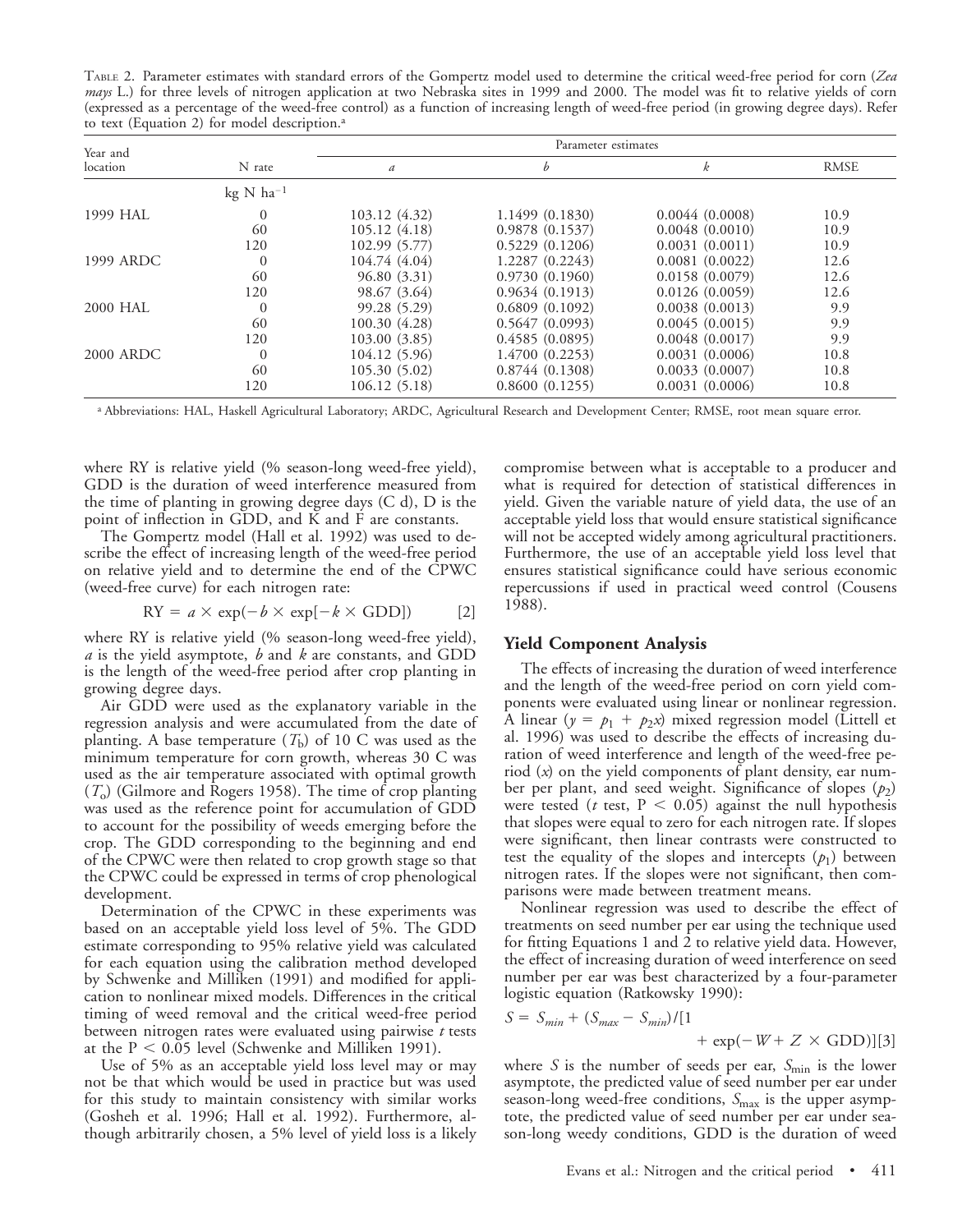TABLE 2. Parameter estimates with standard errors of the Gompertz model used to determine the critical weed-free period for corn (*Zea mays* L.) for three levels of nitrogen application at two Nebraska sites in 1999 and 2000. The model was fit to relative yields of corn (expressed as a percentage of the weed-free control) as a function of increasing length of weed-free period (in growing degree days). Refer to text (Equation 2) for model description.[a]

| Year and location | N rate | Parameter estimates | | | |
|---|---|---|---|---|---|
| | | *a* | *b* | *k* | RMSE |
| | kg N ha$^{-1}$ | | | | |
| 1999 HAL | 0 | 103.12 (4.32) | 1.1499 (0.1830) | 0.0044 (0.0008) | 10.9 |
| | 60 | 105.12 (4.18) | 0.9878 (0.1537) | 0.0048 (0.0010) | 10.9 |
| | 120 | 102.99 (5.77) | 0.5229 (0.1206) | 0.0031 (0.0011) | 10.9 |
| 1999 ARDC | 0 | 104.74 (4.04) | 1.2287 (0.2243) | 0.0081 (0.0022) | 12.6 |
| | 60 | 96.80 (3.31) | 0.9730 (0.1960) | 0.0158 (0.0079) | 12.6 |
| | 120 | 98.67 (3.64) | 0.9634 (0.1913) | 0.0126 (0.0059) | 12.6 |
| 2000 HAL | 0 | 99.28 (5.29) | 0.6809 (0.1092) | 0.0038 (0.0013) | 9.9 |
| | 60 | 100.30 (4.28) | 0.5647 (0.0993) | 0.0045 (0.0015) | 9.9 |
| | 120 | 103.00 (3.85) | 0.4585 (0.0895) | 0.0048 (0.0017) | 9.9 |
| 2000 ARDC | 0 | 104.12 (5.96) | 1.4700 (0.2253) | 0.0031 (0.0006) | 10.8 |
| | 60 | 105.30 (5.02) | 0.8744 (0.1308) | 0.0033 (0.0007) | 10.8 |
| | 120 | 106.12 (5.18) | 0.8600 (0.1255) | 0.0031 (0.0006) | 10.8 |

[a] Abbreviations: HAL, Haskell Agricultural Laboratory; ARDC, Agricultural Research and Development Center; RMSE, root mean square error.

where RY is relative yield (% season-long weed-free yield), GDD is the duration of weed interference measured from the time of planting in growing degree days (C d), D is the point of inflection in GDD, and K and F are constants.

The Gompertz model (Hall et al. 1992) was used to describe the effect of increasing length of the weed-free period on relative yield and to determine the end of the CPWC (weed-free curve) for each nitrogen rate:

$$\mathrm{RY} = a \times \exp(-b \times \exp[-k \times \mathrm{GDD}]) \qquad [2]$$

where RY is relative yield (% season-long weed-free yield), *a* is the yield asymptote, *b* and *k* are constants, and GDD is the length of the weed-free period after crop planting in growing degree days.

Air GDD were used as the explanatory variable in the regression analysis and were accumulated from the date of planting. A base temperature ($T_b$) of 10 C was used as the minimum temperature for corn growth, whereas 30 C was used as the air temperature associated with optimal growth ($T_o$) (Gilmore and Rogers 1958). The time of crop planting was used as the reference point for accumulation of GDD to account for the possibility of weeds emerging before the crop. The GDD corresponding to the beginning and end of the CPWC were then related to crop growth stage so that the CPWC could be expressed in terms of crop phenological development.

Determination of the CPWC in these experiments was based on an acceptable yield loss level of 5%. The GDD estimate corresponding to 95% relative yield was calculated for each equation using the calibration method developed by Schwenke and Milliken (1991) and modified for application to nonlinear mixed models. Differences in the critical timing of weed removal and the critical weed-free period between nitrogen rates were evaluated using pairwise *t* tests at the $P < 0.05$ level (Schwenke and Milliken 1991).

Use of 5% as an acceptable yield loss level may or may not be that which would be used in practice but was used for this study to maintain consistency with similar works (Gosheh et al. 1996; Hall et al. 1992). Furthermore, although arbitrarily chosen, a 5% level of yield loss is a likely compromise between what is acceptable to a producer and what is required for detection of statistical differences in yield. Given the variable nature of yield data, the use of an acceptable yield loss that would ensure statistical significance will not be accepted widely among agricultural practitioners. Furthermore, the use of an acceptable yield loss level that ensures statistical significance could have serious economic repercussions if used in practical weed control (Cousens 1988).

## Yield Component Analysis

The effects of increasing the duration of weed interference and the length of the weed-free period on corn yield components were evaluated using linear or nonlinear regression. A linear ($y = p_1 + p_2x$) mixed regression model (Littell et al. 1996) was used to describe the effects of increasing duration of weed interference and length of the weed-free period ($x$) on the yield components of plant density, ear number per plant, and seed weight. Significance of slopes ($p_2$) were tested ($t$ test, $P < 0.05$) against the null hypothesis that slopes were equal to zero for each nitrogen rate. If slopes were significant, then linear contrasts were constructed to test the equality of the slopes and intercepts ($p_1$) between nitrogen rates. If the slopes were not significant, then comparisons were made between treatment means.

Nonlinear regression was used to describe the effect of treatments on seed number per ear using the technique used for fitting Equations 1 and 2 to relative yield data. However, the effect of increasing duration of weed interference on seed number per ear was best characterized by a four-parameter logistic equation (Ratkowsky 1990):

$$S = S_{min} + (S_{max} - S_{min})/[1 + \exp(-W + Z \times \mathrm{GDD})] \qquad [3]$$

where $S$ is the number of seeds per ear, $S_{min}$ is the lower asymptote, the predicted value of seed number per ear under season-long weed-free conditions, $S_{max}$ is the upper asymptote, the predicted value of seed number per ear under season-long weedy conditions, GDD is the duration of weed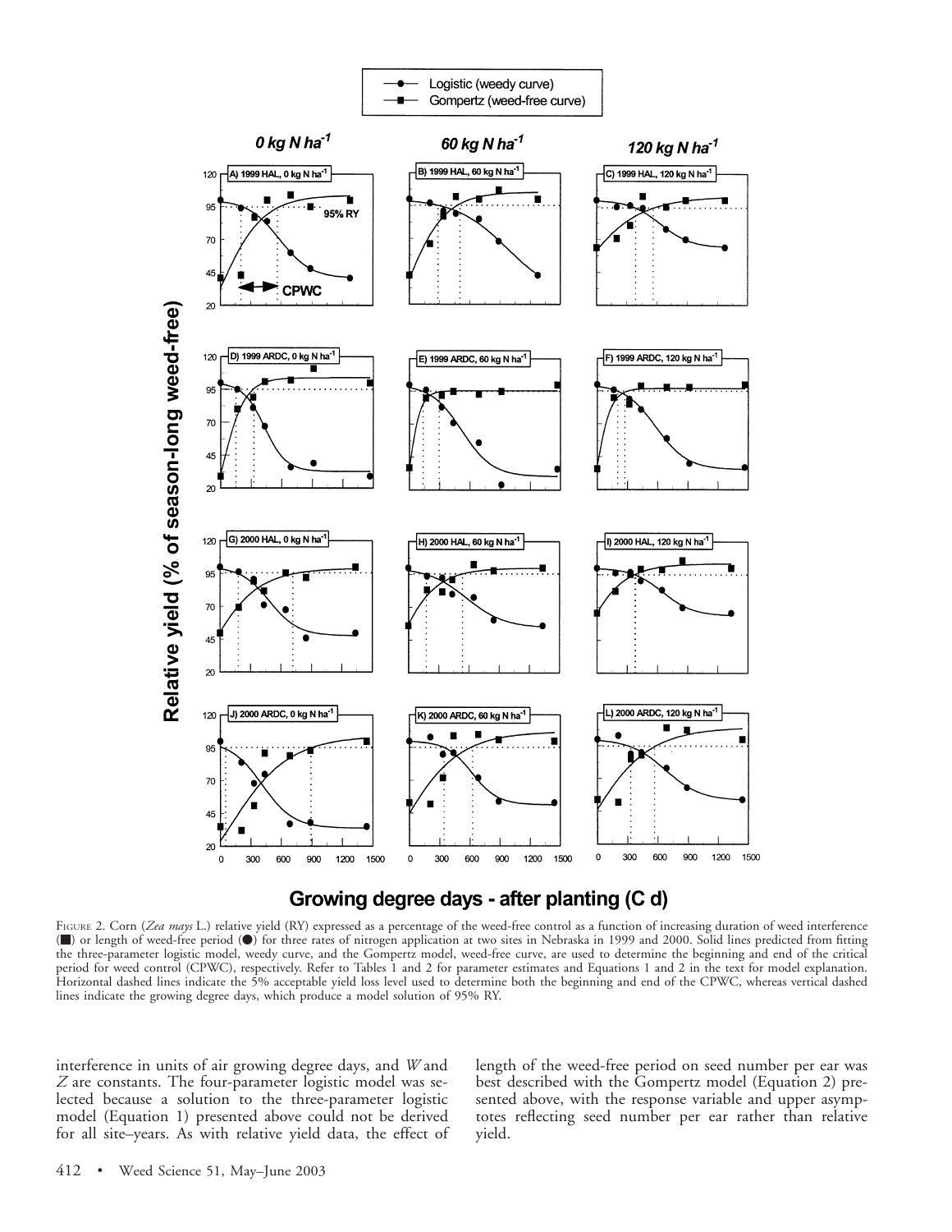FIGURE 2. Corn (*Zea mays* L.) relative yield (RY) expressed as a percentage of the weed-free control as a function of increasing duration of weed interference (■) or length of weed-free period (●) for three rates of nitrogen application at two sites in Nebraska in 1999 and 2000. Solid lines predicted from fitting the three-parameter logistic model, weedy curve, and the Gompertz model, weed-free curve, are used to determine the beginning and end of the critical period for weed control (CPWC), respectively. Refer to Tables 1 and 2 for parameter estimates and Equations 1 and 2 in the text for model explanation. Horizontal dashed lines indicate the 5% acceptable yield loss level used to determine both the beginning and end of the CPWC, whereas vertical dashed lines indicate the growing degree days, which produce a model solution of 95% RY.

interference in units of air growing degree days, and $W$ and $Z$ are constants. The four-parameter logistic model was selected because a solution to the three-parameter logistic model (Equation 1) presented above could not be derived for all site–years. As with relative yield data, the effect of length of the weed-free period on seed number per ear was best described with the Gompertz model (Equation 2) presented above, with the response variable and upper asymptotes reflecting seed number per ear rather than relative yield.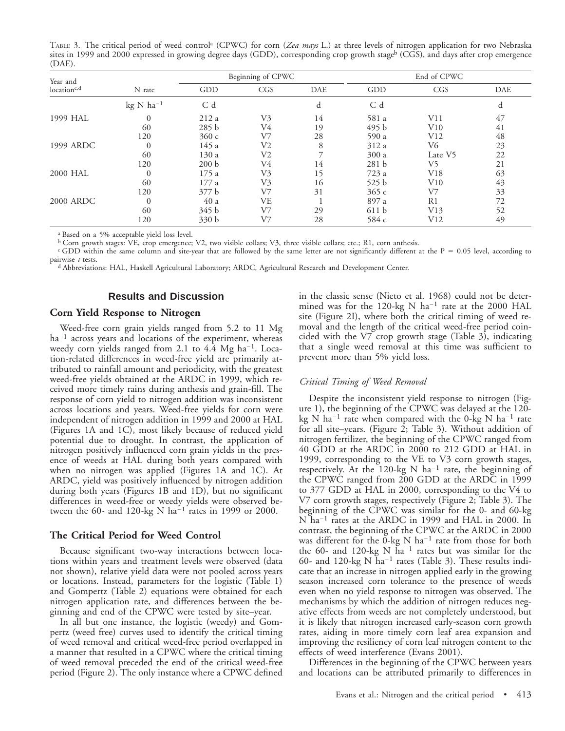Table 3. The critical period of weed control[a] (CPWC) for corn (*Zea mays* L.) at three levels of nitrogen application for two Nebraska sites in 1999 and 2000 expressed in growing degree days (GDD), corresponding crop growth stage[b] (CGS), and days after crop emergence (DAE).

| Year and location[c,d] | N rate | Beginning of CPWC | | | End of CPWC | | |
|---|---|---|---|---|---|---|---|
| | | GDD | CGS | DAE | GDD | CGS | DAE |
| | kg N ha$^{-1}$ | C d | | d | C d | | d |
| 1999 HAL | 0 | 212 a | V3 | 14 | 581 a | V11 | 47 |
| | 60 | 285 b | V4 | 19 | 495 b | V10 | 41 |
| | 120 | 360 c | V7 | 28 | 590 a | V12 | 48 |
| 1999 ARDC | 0 | 145 a | V2 | 8 | 312 a | V6 | 23 |
| | 60 | 130 a | V2 | 7 | 300 a | Late V5 | 22 |
| | 120 | 200 b | V4 | 14 | 281 b | V5 | 21 |
| 2000 HAL | 0 | 175 a | V3 | 15 | 723 a | V18 | 63 |
| | 60 | 177 a | V3 | 16 | 525 b | V10 | 43 |
| | 120 | 377 b | V7 | 31 | 365 c | V7 | 33 |
| 2000 ARDC | 0 | 40 a | VE | 1 | 897 a | R1 | 72 |
| | 60 | 345 b | V7 | 29 | 611 b | V13 | 52 |
| | 120 | 330 b | V7 | 28 | 584 c | V12 | 49 |

[a] Based on a 5% acceptable yield loss level.

[b] Corn growth stages: VE, crop emergence; V2, two visible collars; V3, three visible collars; etc.; R1, corn anthesis.

[c] GDD within the same column and site-year that are followed by the same letter are not significantly different at the P = 0.05 level, according to pairwise *t* tests.

[d] Abbreviations: HAL, Haskell Agricultural Laboratory; ARDC, Agricultural Research and Development Center.

## Results and Discussion

### Corn Yield Response to Nitrogen

Weed-free corn grain yields ranged from 5.2 to 11 Mg ha$^{-1}$ across years and locations of the experiment, whereas weedy corn yields ranged from 2.1 to 4.4 Mg ha$^{-1}$. Location-related differences in weed-free yield are primarily attributed to rainfall amount and periodicity, with the greatest weed-free yields obtained at the ARDC in 1999, which received more timely rains during anthesis and grain-fill. The response of corn yield to nitrogen addition was inconsistent across locations and years. Weed-free yields for corn were independent of nitrogen addition in 1999 and 2000 at HAL (Figures 1A and 1C), most likely because of reduced yield potential due to drought. In contrast, the application of nitrogen positively influenced corn grain yields in the presence of weeds at HAL during both years compared with when no nitrogen was applied (Figures 1A and 1C). At ARDC, yield was positively influenced by nitrogen addition during both years (Figures 1B and 1D), but no significant differences in weed-free or weedy yields were observed between the 60- and 120-kg N ha$^{-1}$ rates in 1999 or 2000.

### The Critical Period for Weed Control

Because significant two-way interactions between locations within years and treatment levels were observed (data not shown), relative yield data were not pooled across years or locations. Instead, parameters for the logistic (Table 1) and Gompertz (Table 2) equations were obtained for each nitrogen application rate, and differences between the beginning and end of the CPWC were tested by site–year.

In all but one instance, the logistic (weedy) and Gompertz (weed free) curves used to identify the critical timing of weed removal and critical weed-free period overlapped in a manner that resulted in a CPWC where the critical timing of weed removal preceded the end of the critical weed-free period (Figure 2). The only instance where a CPWC defined in the classic sense (Nieto et al. 1968) could not be determined was for the 120-kg N ha$^{-1}$ rate at the 2000 HAL site (Figure 2I), where both the critical timing of weed removal and the length of the critical weed-free period coincided with the V7 crop growth stage (Table 3), indicating that a single weed removal at this time was sufficient to prevent more than 5% yield loss.

#### *Critical Timing of Weed Removal*

Despite the inconsistent yield response to nitrogen (Figure 1), the beginning of the CPWC was delayed at the 120-kg N ha$^{-1}$ rate when compared with the 0-kg N ha$^{-1}$ rate for all site–years. (Figure 2; Table 3). Without addition of nitrogen fertilizer, the beginning of the CPWC ranged from 40 GDD at the ARDC in 2000 to 212 GDD at HAL in 1999, corresponding to the VE to V3 corn growth stages, respectively. At the 120-kg N ha$^{-1}$ rate, the beginning of the CPWC ranged from 200 GDD at the ARDC in 1999 to 377 GDD at HAL in 2000, corresponding to the V4 to V7 corn growth stages, respectively (Figure 2; Table 3). The beginning of the CPWC was similar for the 0- and 60-kg N ha$^{-1}$ rates at the ARDC in 1999 and HAL in 2000. In contrast, the beginning of the CPWC at the ARDC in 2000 was different for the 0-kg N ha$^{-1}$ rate from those for both the 60- and 120-kg N ha$^{-1}$ rates but was similar for the 60- and 120-kg N ha$^{-1}$ rates (Table 3). These results indicate that an increase in nitrogen applied early in the growing season increased corn tolerance to the presence of weeds even when no yield response to nitrogen was observed. The mechanisms by which the addition of nitrogen reduces negative effects from weeds are not completely understood, but it is likely that nitrogen increased early-season corn growth rates, aiding in more timely corn leaf area expansion and improving the resiliency of corn leaf nitrogen content to the effects of weed interference (Evans 2001).

Differences in the beginning of the CPWC between years and locations can be attributed primarily to differences in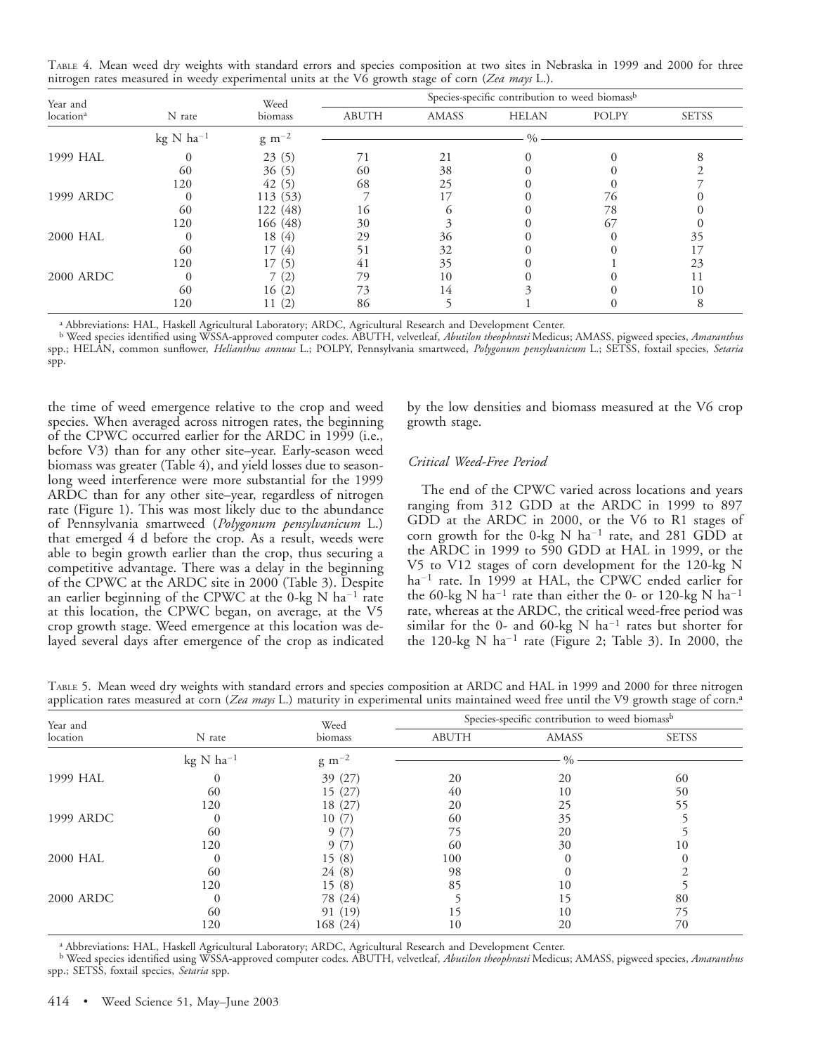TABLE 4. Mean weed dry weights with standard errors and species composition at two sites in Nebraska in 1999 and 2000 for three nitrogen rates measured in weedy experimental units at the V6 growth stage of corn (*Zea mays* L.).

| Year and location[a] | N rate | Weed biomass | Species-specific contribution to weed biomass[b] | | | | |
|---|---|---|---|---|---|---|---|
| | | | ABUTH | AMASS | HELAN | POLPY | SETSS |
| | kg N ha$^{-1}$ | g m$^{-2}$ | % | | | | |
| 1999 HAL | 0 | 23 (5) | 71 | 21 | 0 | 0 | 8 |
| | 60 | 36 (5) | 60 | 38 | 0 | 0 | 2 |
| | 120 | 42 (5) | 68 | 25 | 0 | 0 | 7 |
| 1999 ARDC | 0 | 113 (53) | 7 | 17 | 0 | 76 | 0 |
| | 60 | 122 (48) | 16 | 6 | 0 | 78 | 0 |
| | 120 | 166 (48) | 30 | 3 | 0 | 67 | 0 |
| 2000 HAL | 0 | 18 (4) | 29 | 36 | 0 | 0 | 35 |
| | 60 | 17 (4) | 51 | 32 | 0 | 0 | 17 |
| | 120 | 17 (5) | 41 | 35 | 0 | 1 | 23 |
| 2000 ARDC | 0 | 7 (2) | 79 | 10 | 0 | 0 | 11 |
| | 60 | 16 (2) | 73 | 14 | 3 | 0 | 10 |
| | 120 | 11 (2) | 86 | 5 | 1 | 0 | 8 |

[a] Abbreviations: HAL, Haskell Agricultural Laboratory; ARDC, Agricultural Research and Development Center.

[b] Weed species identified using WSSA-approved computer codes. ABUTH, velvetleaf, *Abutilon theophrasti* Medicus; AMASS, pigweed species, *Amaranthus* spp.; HELAN, common sunflower, *Helianthus annuus* L.; POLPY, Pennsylvania smartweed, *Polygonum pensylvanicum* L.; SETSS, foxtail species, *Setaria* spp.

the time of weed emergence relative to the crop and weed species. When averaged across nitrogen rates, the beginning of the CPWC occurred earlier for the ARDC in 1999 (i.e., before V3) than for any other site–year. Early-season weed biomass was greater (Table 4), and yield losses due to season-long weed interference were more substantial for the 1999 ARDC than for any other site–year, regardless of nitrogen rate (Figure 1). This was most likely due to the abundance of Pennsylvania smartweed (*Polygonum pensylvanicum* L.) that emerged 4 d before the crop. As a result, weeds were able to begin growth earlier than the crop, thus securing a competitive advantage. There was a delay in the beginning of the CPWC at the ARDC site in 2000 (Table 3). Despite an earlier beginning of the CPWC at the 0-kg N ha$^{-1}$ rate at this location, the CPWC began, on average, at the V5 crop growth stage. Weed emergence at this location was delayed several days after emergence of the crop as indicated by the low densities and biomass measured at the V6 crop growth stage.

### *Critical Weed-Free Period*

The end of the CPWC varied across locations and years ranging from 312 GDD at the ARDC in 1999 to 897 GDD at the ARDC in 2000, or the V6 to R1 stages of corn growth for the 0-kg N ha$^{-1}$ rate, and 281 GDD at the ARDC in 1999 to 590 GDD at HAL in 1999, or the V5 to V12 stages of corn development for the 120-kg N ha$^{-1}$ rate. In 1999 at HAL, the CPWC ended earlier for the 60-kg N ha$^{-1}$ rate than either the 0- or 120-kg N ha$^{-1}$ rate, whereas at the ARDC, the critical weed-free period was similar for the 0- and 60-kg N ha$^{-1}$ rates but shorter for the 120-kg N ha$^{-1}$ rate (Figure 2; Table 3). In 2000, the

TABLE 5. Mean weed dry weights with standard errors and species composition at ARDC and HAL in 1999 and 2000 for three nitrogen application rates measured at corn (*Zea mays* L.) maturity in experimental units maintained weed free until the V9 growth stage of corn.[a]

| Year and location | N rate | Weed biomass | Species-specific contribution to weed biomass[b] | | |
|---|---|---|---|---|---|
| | | | ABUTH | AMASS | SETSS |
| | kg N ha$^{-1}$ | g m$^{-2}$ | % | | |
| 1999 HAL | 0 | 39 (27) | 20 | 20 | 60 |
| | 60 | 15 (27) | 40 | 10 | 50 |
| | 120 | 18 (27) | 20 | 25 | 55 |
| 1999 ARDC | 0 | 10 (7) | 60 | 35 | 5 |
| | 60 | 9 (7) | 75 | 20 | 5 |
| | 120 | 9 (7) | 60 | 30 | 10 |
| 2000 HAL | 0 | 15 (8) | 100 | 0 | 0 |
| | 60 | 24 (8) | 98 | 0 | 2 |
| | 120 | 15 (8) | 85 | 10 | 5 |
| 2000 ARDC | 0 | 78 (24) | 5 | 15 | 80 |
| | 60 | 91 (19) | 15 | 10 | 75 |
| | 120 | 168 (24) | 10 | 20 | 70 |

[a] Abbreviations: HAL, Haskell Agricultural Laboratory; ARDC, Agricultural Research and Development Center.

[b] Weed species identified using WSSA-approved computer codes. ABUTH, velvetleaf, *Abutilon theophrasti* Medicus; AMASS, pigweed species, *Amaranthus* spp.; SETSS, foxtail species, *Setaria* spp.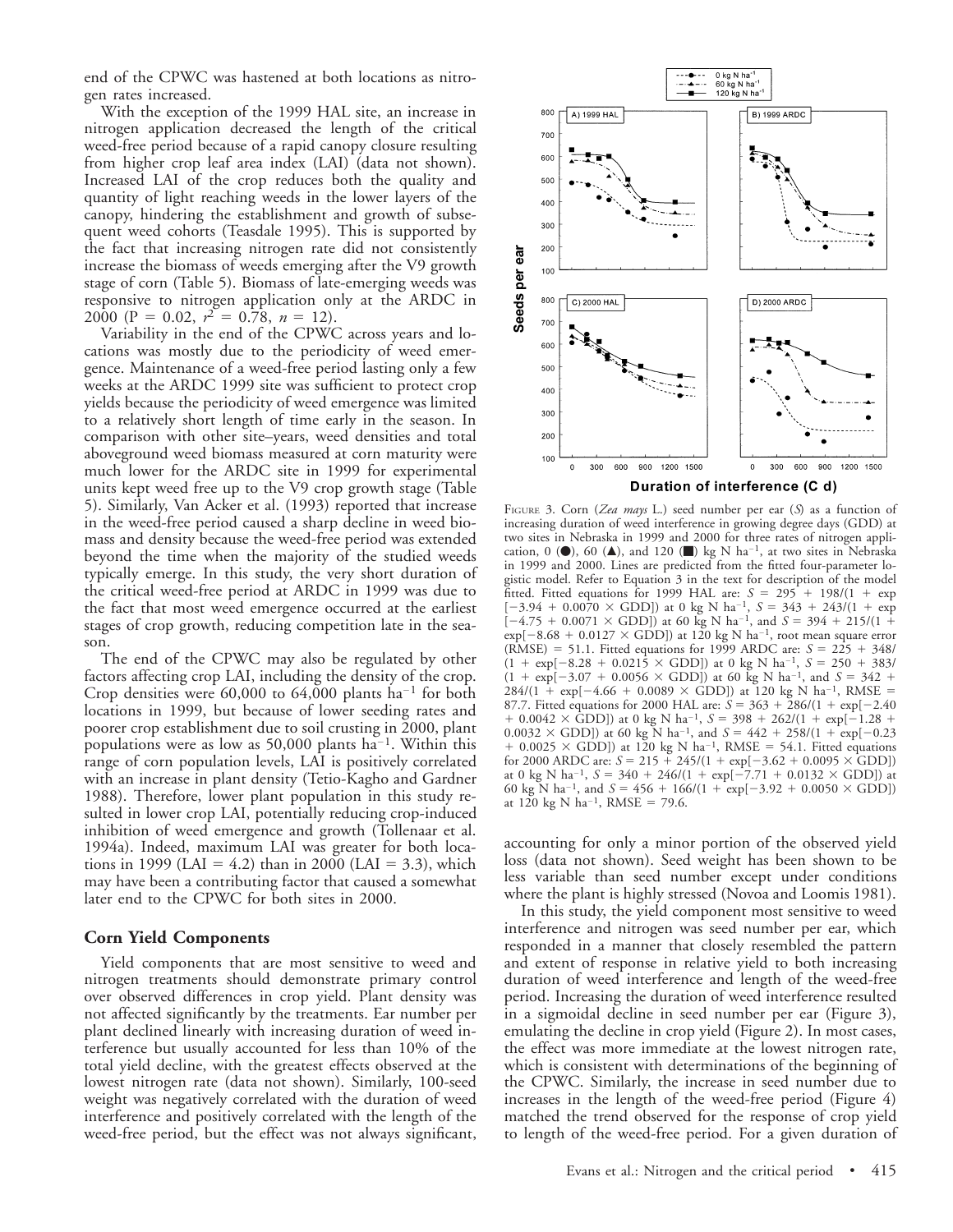end of the CPWC was hastened at both locations as nitrogen rates increased.

With the exception of the 1999 HAL site, an increase in nitrogen application decreased the length of the critical weed-free period because of a rapid canopy closure resulting from higher crop leaf area index (LAI) (data not shown). Increased LAI of the crop reduces both the quality and quantity of light reaching weeds in the lower layers of the canopy, hindering the establishment and growth of subsequent weed cohorts (Teasdale 1995). This is supported by the fact that increasing nitrogen rate did not consistently increase the biomass of weeds emerging after the V9 growth stage of corn (Table 5). Biomass of late-emerging weeds was responsive to nitrogen application only at the ARDC in 2000 ($P = 0.02$, $r^2 = 0.78$, $n = 12$).

Variability in the end of the CPWC across years and locations was mostly due to the periodicity of weed emergence. Maintenance of a weed-free period lasting only a few weeks at the ARDC 1999 site was sufficient to protect crop yields because the periodicity of weed emergence was limited to a relatively short length of time early in the season. In comparison with other site–years, weed densities and total aboveground weed biomass measured at corn maturity were much lower for the ARDC site in 1999 for experimental units kept weed free up to the V9 crop growth stage (Table 5). Similarly, Van Acker et al. (1993) reported that increase in the weed-free period caused a sharp decline in weed biomass and density because the weed-free period was extended beyond the time when the majority of the studied weeds typically emerge. In this study, the very short duration of the critical weed-free period at ARDC in 1999 was due to the fact that most weed emergence occurred at the earliest stages of crop growth, reducing competition late in the season.

The end of the CPWC may also be regulated by other factors affecting crop LAI, including the density of the crop. Crop densities were 60,000 to 64,000 plants ha$^{-1}$ for both locations in 1999, but because of lower seeding rates and poorer crop establishment due to soil crusting in 2000, plant populations were as low as 50,000 plants ha$^{-1}$. Within this range of corn population levels, LAI is positively correlated with an increase in plant density (Tetio-Kagho and Gardner 1988). Therefore, lower plant population in this study resulted in lower crop LAI, potentially reducing crop-induced inhibition of weed emergence and growth (Tollenaar et al. 1994a). Indeed, maximum LAI was greater for both locations in 1999 (LAI = 4.2) than in 2000 (LAI = 3.3), which may have been a contributing factor that caused a somewhat later end to the CPWC for both sites in 2000.

## Corn Yield Components

Yield components that are most sensitive to weed and nitrogen treatments should demonstrate primary control over observed differences in crop yield. Plant density was not affected significantly by the treatments. Ear number per plant declined linearly with increasing duration of weed interference but usually accounted for less than 10% of the total yield decline, with the greatest effects observed at the lowest nitrogen rate (data not shown). Similarly, 100-seed weight was negatively correlated with the duration of weed interference and positively correlated with the length of the weed-free period, but the effect was not always significant, accounting for only a minor portion of the observed yield loss (data not shown). Seed weight has been shown to be less variable than seed number except under conditions where the plant is highly stressed (Novoa and Loomis 1981).

In this study, the yield component most sensitive to weed interference and nitrogen was seed number per ear, which responded in a manner that closely resembled the pattern and extent of response in relative yield to both increasing duration of weed interference and length of the weed-free period. Increasing the duration of weed interference resulted in a sigmoidal decline in seed number per ear (Figure 3), emulating the decline in crop yield (Figure 2). In most cases, the effect was more immediate at the lowest nitrogen rate, which is consistent with determinations of the beginning of the CPWC. Similarly, the increase in seed number due to increases in the length of the weed-free period (Figure 4) matched the trend observed for the response of crop yield to length of the weed-free period. For a given duration of

FIGURE 3. Corn (*Zea mays* L.) seed number per ear ($S$) as a function of increasing duration of weed interference in growing degree days (GDD) at two sites in Nebraska in 1999 and 2000 for three rates of nitrogen application, 0 (●), 60 (▲), and 120 (■) kg N ha$^{-1}$, at two sites in Nebraska in 1999 and 2000. Lines are predicted from the fitted four-parameter logistic model. Refer to Equation 3 in the text for description of the model fitted. Fitted equations for 1999 HAL are: $S = 295 + 198/(1 + \exp[-3.94 + 0.0070 \times \text{GDD}])$ at 0 kg N ha$^{-1}$, $S = 343 + 243/(1 + \exp[-4.75 + 0.0071 \times \text{GDD}])$ at 60 kg N ha$^{-1}$, and $S = 394 + 215/(1 + \exp[-8.68 + 0.0127 \times \text{GDD}])$ at 120 kg N ha$^{-1}$, root mean square error (RMSE) = 51.1. Fitted equations for 1999 ARDC are: $S = 225 + 348/(1 + \exp[-8.28 + 0.0215 \times \text{GDD}])$ at 0 kg N ha$^{-1}$, $S = 250 + 383/(1 + \exp[-3.07 + 0.0056 \times \text{GDD}])$ at 60 kg N ha$^{-1}$, and $S = 342 + 284/(1 + \exp[-4.66 + 0.0089 \times \text{GDD}])$ at 120 kg N ha$^{-1}$, RMSE = 87.7. Fitted equations for 2000 HAL are: $S = 363 + 286/(1 + \exp[-2.40 + 0.0042 \times \text{GDD}])$ at 0 kg N ha$^{-1}$, $S = 398 + 262/(1 + \exp[-1.28 + 0.0032 \times \text{GDD}])$ at 60 kg N ha$^{-1}$, and $S = 442 + 258/(1 + \exp[-0.23 + 0.0025 \times \text{GDD}])$ at 120 kg N ha$^{-1}$, RMSE = 54.1. Fitted equations for 2000 ARDC are: $S = 215 + 245/(1 + \exp[-3.62 + 0.0095 \times \text{GDD}])$ at 0 kg N ha$^{-1}$, $S = 340 + 246/(1 + \exp[-7.71 + 0.0132 \times \text{GDD}])$ at 60 kg N ha$^{-1}$, and $S = 456 + 166/(1 + \exp[-3.92 + 0.0050 \times \text{GDD}])$ at 120 kg N ha$^{-1}$, RMSE = 79.6.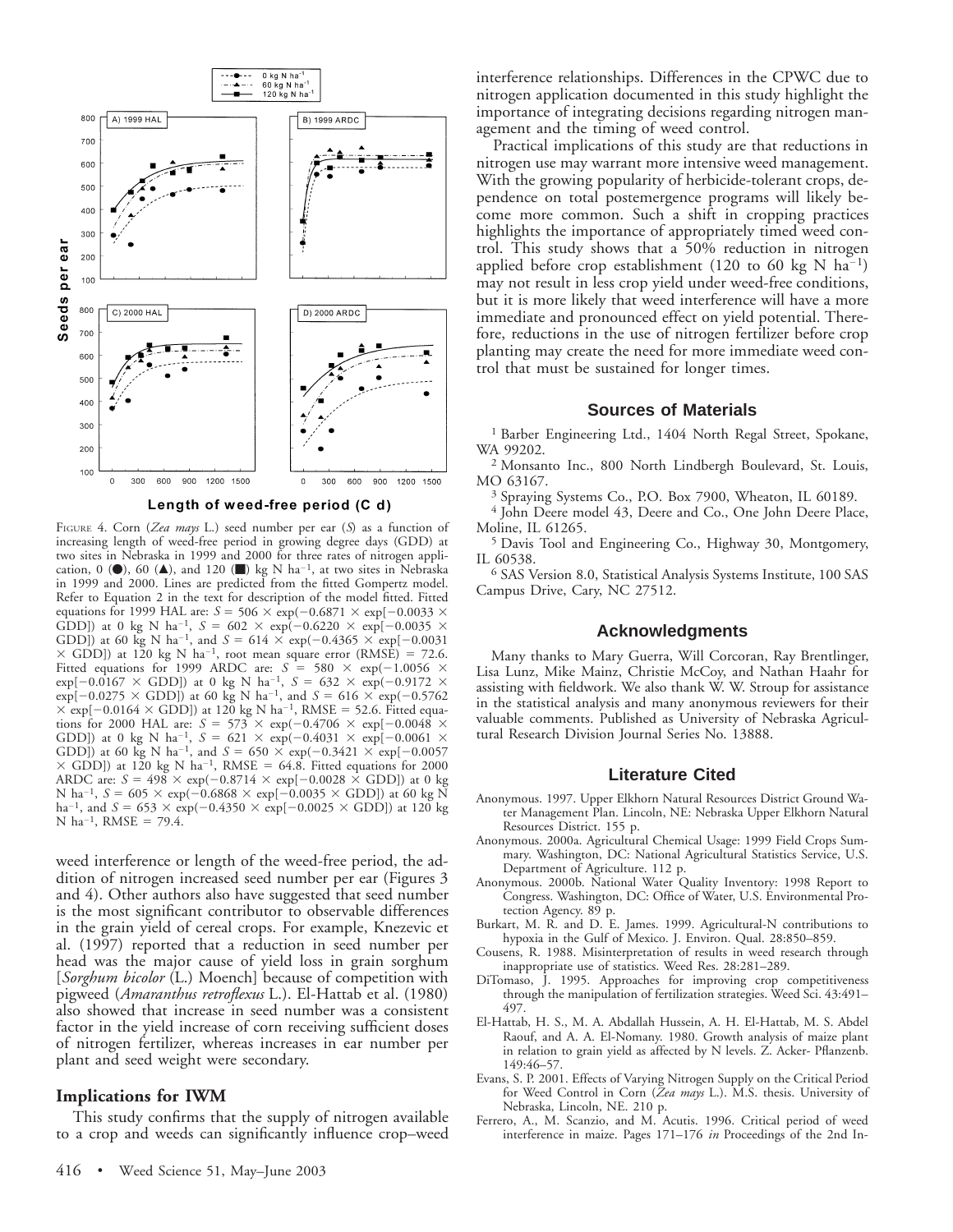FIGURE 4. Corn (*Zea mays* L.) seed number per ear ($S$) as a function of increasing length of weed-free period in growing degree days (GDD) at two sites in Nebraska in 1999 and 2000 for three rates of nitrogen application, 0 (●), 60 (▲), and 120 (■) kg N ha$^{-1}$, at two sites in Nebraska in 1999 and 2000. Lines are predicted from the fitted Gompertz model. Refer to Equation 2 in the text for description of the model fitted. Fitted equations for 1999 HAL are: $S = 506 \times \exp(-0.6871 \times \exp[-0.0033 \times \text{GDD}])$ at 0 kg N ha$^{-1}$, $S = 602 \times \exp(-0.6220 \times \exp[-0.0035 \times \text{GDD}])$ at 60 kg N ha$^{-1}$, and $S = 614 \times \exp(-0.4365 \times \exp[-0.0031 \times \text{GDD}])$ at 120 kg N ha$^{-1}$, root mean square error (RMSE) = 72.6. Fitted equations for 1999 ARDC are: $S = 580 \times \exp(-1.0056 \times \exp[-0.0167 \times \text{GDD}])$ at 0 kg N ha$^{-1}$, $S = 632 \times \exp(-0.9172 \times \exp[-0.0275 \times \text{GDD}])$ at 60 kg N ha$^{-1}$, and $S = 616 \times \exp(-0.5762 \times \exp[-0.0164 \times \text{GDD}])$ at 120 kg N ha$^{-1}$, RMSE = 52.6. Fitted equations for 2000 HAL are: $S = 573 \times \exp(-0.4706 \times \exp[-0.0048 \times \text{GDD}])$ at 0 kg N ha$^{-1}$, $S = 621 \times \exp(-0.4031 \times \exp[-0.0061 \times \text{GDD}])$ at 60 kg N ha$^{-1}$, and $S = 650 \times \exp(-0.3421 \times \exp[-0.0057 \times \text{GDD}])$ at 120 kg N ha$^{-1}$, RMSE = 64.8. Fitted equations for 2000 ARDC are: $S = 498 \times \exp(-0.8714 \times \exp[-0.0028 \times \text{GDD}])$ at 0 kg N ha$^{-1}$, $S = 605 \times \exp(-0.6868 \times \exp[-0.0035 \times \text{GDD}])$ at 60 kg N ha$^{-1}$, and $S = 653 \times \exp(-0.4350 \times \exp[-0.0025 \times \text{GDD}])$ at 120 kg N ha$^{-1}$, RMSE = 79.4.

weed interference or length of the weed-free period, the addition of nitrogen increased seed number per ear (Figures 3 and 4). Other authors also have suggested that seed number is the most significant contributor to observable differences in the grain yield of cereal crops. For example, Knezevic et al. (1997) reported that a reduction in seed number per head was the major cause of yield loss in grain sorghum [*Sorghum bicolor* (L.) Moench] because of competition with pigweed (*Amaranthus retroflexus* L.). El-Hattab et al. (1980) also showed that increase in seed number was a consistent factor in the yield increase of corn receiving sufficient doses of nitrogen fertilizer, whereas increases in ear number per plant and seed weight were secondary.

## Implications for IWM

This study confirms that the supply of nitrogen available to a crop and weeds can significantly influence crop–weed interference relationships. Differences in the CPWC due to nitrogen application documented in this study highlight the importance of integrating decisions regarding nitrogen management and the timing of weed control.

Practical implications of this study are that reductions in nitrogen use may warrant more intensive weed management. With the growing popularity of herbicide-tolerant crops, dependence on total postemergence programs will likely become more common. Such a shift in cropping practices highlights the importance of appropriately timed weed control. This study shows that a 50% reduction in nitrogen applied before crop establishment (120 to 60 kg N ha$^{-1}$) may not result in less crop yield under weed-free conditions, but it is more likely that weed interference will have a more immediate and pronounced effect on yield potential. Therefore, reductions in the use of nitrogen fertilizer before crop planting may create the need for more immediate weed control that must be sustained for longer times.

## Sources of Materials

[1] Barber Engineering Ltd., 1404 North Regal Street, Spokane, WA 99202.

[2] Monsanto Inc., 800 North Lindbergh Boulevard, St. Louis, MO 63167.

[3] Spraying Systems Co., P.O. Box 7900, Wheaton, IL 60189.

[4] John Deere model 43, Deere and Co., One John Deere Place, Moline, IL 61265.

[5] Davis Tool and Engineering Co., Highway 30, Montgomery, IL 60538.

[6] SAS Version 8.0, Statistical Analysis Systems Institute, 100 SAS Campus Drive, Cary, NC 27512.

## Acknowledgments

Many thanks to Mary Guerra, Will Corcoran, Ray Brentlinger, Lisa Lunz, Mike Mainz, Christie McCoy, and Nathan Haahr for assisting with fieldwork. We also thank W. W. Stroup for assistance in the statistical analysis and many anonymous reviewers for their valuable comments. Published as University of Nebraska Agricultural Research Division Journal Series No. 13888.

## Literature Cited

- Anonymous. 1997. Upper Elkhorn Natural Resources District Ground Water Management Plan. Lincoln, NE: Nebraska Upper Elkhorn Natural Resources District. 155 p.
- Anonymous. 2000a. Agricultural Chemical Usage: 1999 Field Crops Summary. Washington, DC: National Agricultural Statistics Service, U.S. Department of Agriculture. 112 p.
- Anonymous. 2000b. National Water Quality Inventory: 1998 Report to Congress. Washington, DC: Office of Water, U.S. Environmental Protection Agency. 89 p.
- Burkart, M. R. and D. E. James. 1999. Agricultural-N contributions to hypoxia in the Gulf of Mexico. J. Environ. Qual. 28:850–859.
- Cousens, R. 1988. Misinterpretation of results in weed research through inappropriate use of statistics. Weed Res. 28:281–289.
- DiTomaso, J. 1995. Approaches for improving crop competitiveness through the manipulation of fertilization strategies. Weed Sci. 43:491–497.
- El-Hattab, H. S., M. A. Abdallah Hussein, A. H. El-Hattab, M. S. Abdel Raouf, and A. A. El-Nomany. 1980. Growth analysis of maize plant in relation to grain yield as affected by N levels. Z. Acker- Pflanzenb. 149:46–57.
- Evans, S. P. 2001. Effects of Varying Nitrogen Supply on the Critical Period for Weed Control in Corn (*Zea mays* L.). M.S. thesis. University of Nebraska, Lincoln, NE. 210 p.
- Ferrero, A., M. Scanzio, and M. Acutis. 1996. Critical period of weed interference in maize. Pages 171–176 *in* Proceedings of the 2nd In-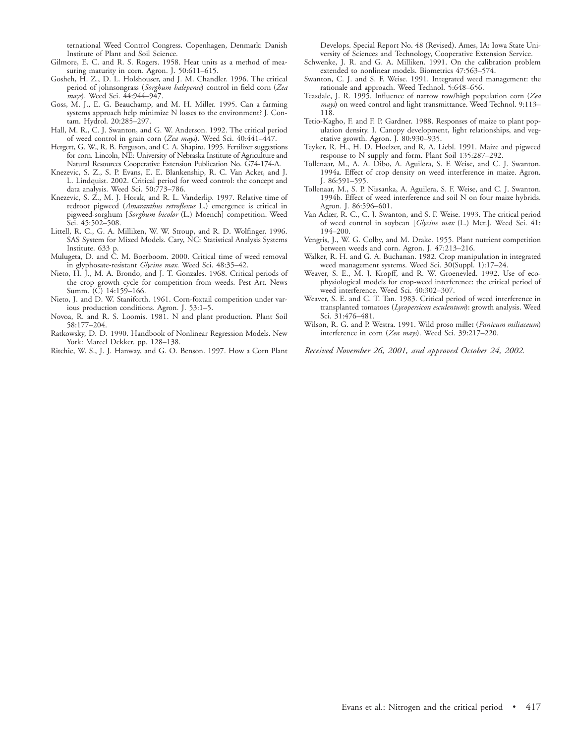ternational Weed Control Congress. Copenhagen, Denmark: Danish Institute of Plant and Soil Science.

Gilmore, E. C. and R. S. Rogers. 1958. Heat units as a method of measuring maturity in corn. Agron. J. 50:611–615.

Gosheh, H. Z., D. L. Holshouser, and J. M. Chandler. 1996. The critical period of johnsongrass (*Sorghum halepense*) control in field corn (*Zea mays*). Weed Sci. 44:944–947.

Goss, M. J., E. G. Beauchamp, and M. H. Miller. 1995. Can a farming systems approach help minimize N losses to the environment? J. Contam. Hydrol. 20:285–297.

Hall, M. R., C. J. Swanton, and G. W. Anderson. 1992. The critical period of weed control in grain corn (*Zea mays*). Weed Sci. 40:441–447.

Hergert, G. W., R. B. Ferguson, and C. A. Shapiro. 1995. Fertilizer suggestions for corn. Lincoln, NE: University of Nebraska Institute of Agriculture and Natural Resources Cooperative Extension Publication No. G74-174-A.

Knezevic, S. Z., S. P. Evans, E. E. Blankenship, R. C. Van Acker, and J. L. Lindquist. 2002. Critical period for weed control: the concept and data analysis. Weed Sci. 50:773–786.

Knezevic, S. Z., M. J. Horak, and R. L. Vanderlip. 1997. Relative time of redroot pigweed (*Amaranthus retroflexus* L.) emergence is critical in pigweed-sorghum [*Sorghum bicolor* (L.) Moench] competition. Weed Sci. 45:502–508.

Littell, R. C., G. A. Milliken, W. W. Stroup, and R. D. Wolfinger. 1996. SAS System for Mixed Models. Cary, NC: Statistical Analysis Systems Institute. 633 p.

Mulugeta, D. and C. M. Boerboom. 2000. Critical time of weed removal in glyphosate-resistant *Glycine max.* Weed Sci. 48:35–42.

Nieto, H. J., M. A. Brondo, and J. T. Gonzales. 1968. Critical periods of the crop growth cycle for competition from weeds. Pest Art. News Summ. (C) 14:159–166.

Nieto, J. and D. W. Staniforth. 1961. Corn-foxtail competition under various production conditions. Agron. J. 53:1–5.

Novoa, R. and R. S. Loomis. 1981. N and plant production. Plant Soil 58:177–204.

Ratkowsky, D. D. 1990. Handbook of Nonlinear Regression Models. New York: Marcel Dekker. pp. 128–138.

Ritchie, W. S., J. J. Hanway, and G. O. Benson. 1997. How a Corn Plant Develops. Special Report No. 48 (Revised). Ames, IA: Iowa State University of Sciences and Technology, Cooperative Extension Service.

Schwenke, J. R. and G. A. Milliken. 1991. On the calibration problem extended to nonlinear models. Biometrics 47:563–574.

Swanton, C. J. and S. F. Weise. 1991. Integrated weed management: the rationale and approach. Weed Technol. 5:648–656.

Teasdale, J. R. 1995. Influence of narrow row/high population corn (*Zea mays*) on weed control and light transmittance. Weed Technol. 9:113–118.

Tetio-Kagho, F. and F. P. Gardner. 1988. Responses of maize to plant population density. I. Canopy development, light relationships, and vegetative growth. Agron. J. 80:930–935.

Teyker, R. H., H. D. Hoelzer, and R. A. Liebl. 1991. Maize and pigweed response to N supply and form. Plant Soil 135:287–292.

Tollenaar, M., A. A. Dibo, A. Aguilera, S. F. Weise, and C. J. Swanton. 1994a. Effect of crop density on weed interference in maize. Agron. J. 86:591–595.

Tollenaar, M., S. P. Nissanka, A. Aguilera, S. F. Weise, and C. J. Swanton. 1994b. Effect of weed interference and soil N on four maize hybrids. Agron. J. 86:596–601.

Van Acker, R. C., C. J. Swanton, and S. F. Weise. 1993. The critical period of weed control in soybean [*Glycine max* (L.) Mer.]. Weed Sci. 41:194–200.

Vengris, J., W. G. Colby, and M. Drake. 1955. Plant nutrient competition between weeds and corn. Agron. J. 47:213–216.

Walker, R. H. and G. A. Buchanan. 1982. Crop manipulation in integrated weed management systems. Weed Sci. 30(Suppl. 1):17–24.

Weaver, S. E., M. J. Kropff, and R. W. Groenevled. 1992. Use of ecophysiological models for crop-weed interference: the critical period of weed interference. Weed Sci. 40:302–307.

Weaver, S. E. and C. T. Tan. 1983. Critical period of weed interference in transplanted tomatoes (*Lycopersicon esculentum*): growth analysis. Weed Sci. 31:476–481.

Wilson, R. G. and P. Westra. 1991. Wild proso millet (*Panicum miliaceum*) interference in corn (*Zea mays*). Weed Sci. 39:217–220.

*Received November 26, 2001, and approved October 24, 2002.*